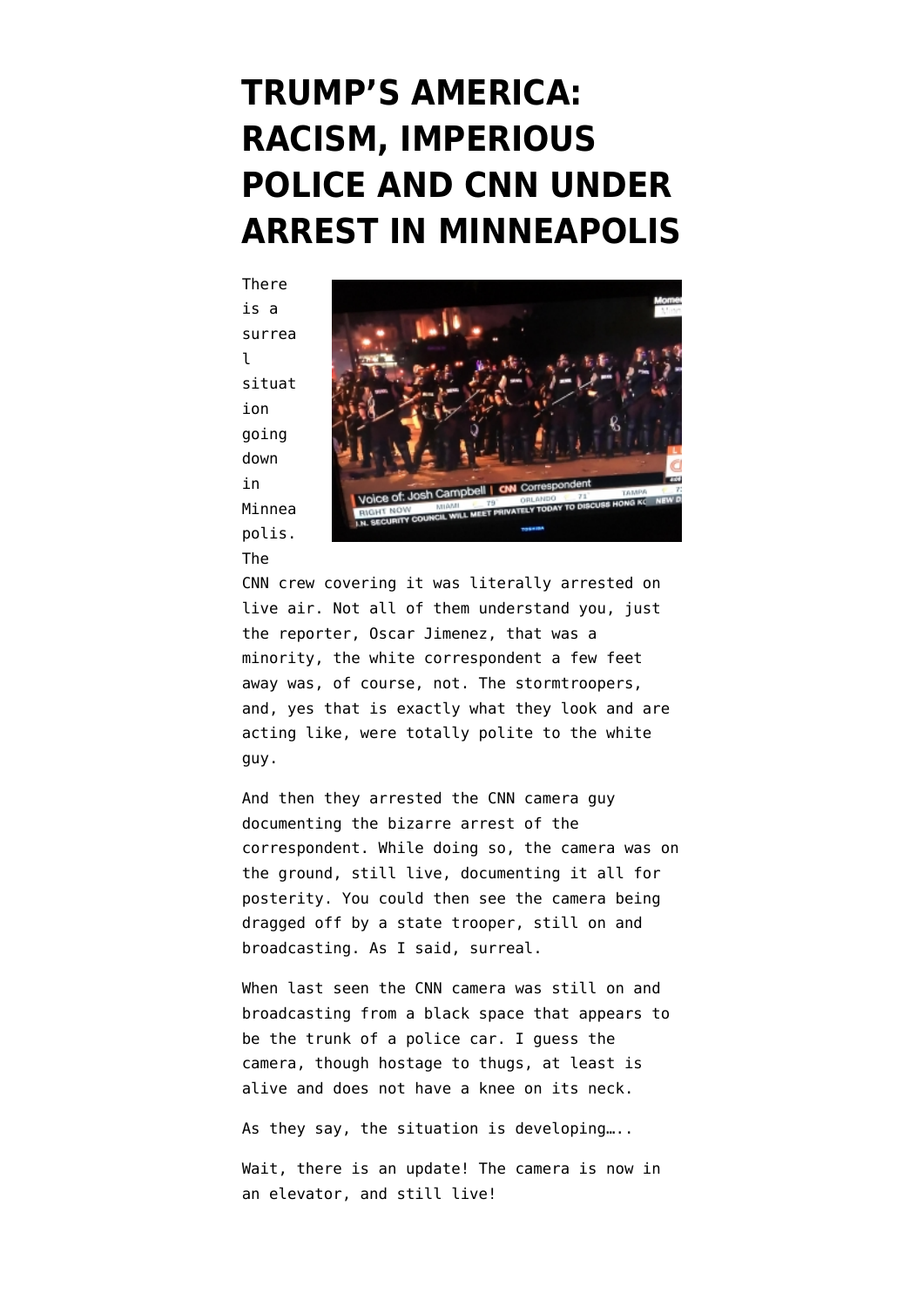# TRUMP'S AMERICA: RACISM, IMPERIOUS POLICE AND CNN UNDER ARREST IN MINNEAPOLIS

There is a surreal situation going down in Minneapolis. The CNN crew covering it was literally arrested on live air. Not all of them understand you, just the reporter, Oscar Jimenez, that was a minority, the white correspondent a few feet away was, of course, not. The stormtroopers, and, yes that is exactly what they look and are acting like, were totally polite to the white guy.

And then they arrested the CNN camera guy documenting the bizarre arrest of the correspondent. While doing so, the camera was on the ground, still live, documenting it all for posterity. You could then see the camera being dragged off by a state trooper, still on and broadcasting. As I said, surreal.

When last seen the CNN camera was still on and broadcasting from a black space that appears to be the trunk of a police car. I guess the camera, though hostage to thugs, at least is alive and does not have a knee on its neck.

As they say, the situation is developing…..

Wait, there is an update! The camera is now in an elevator, and still live!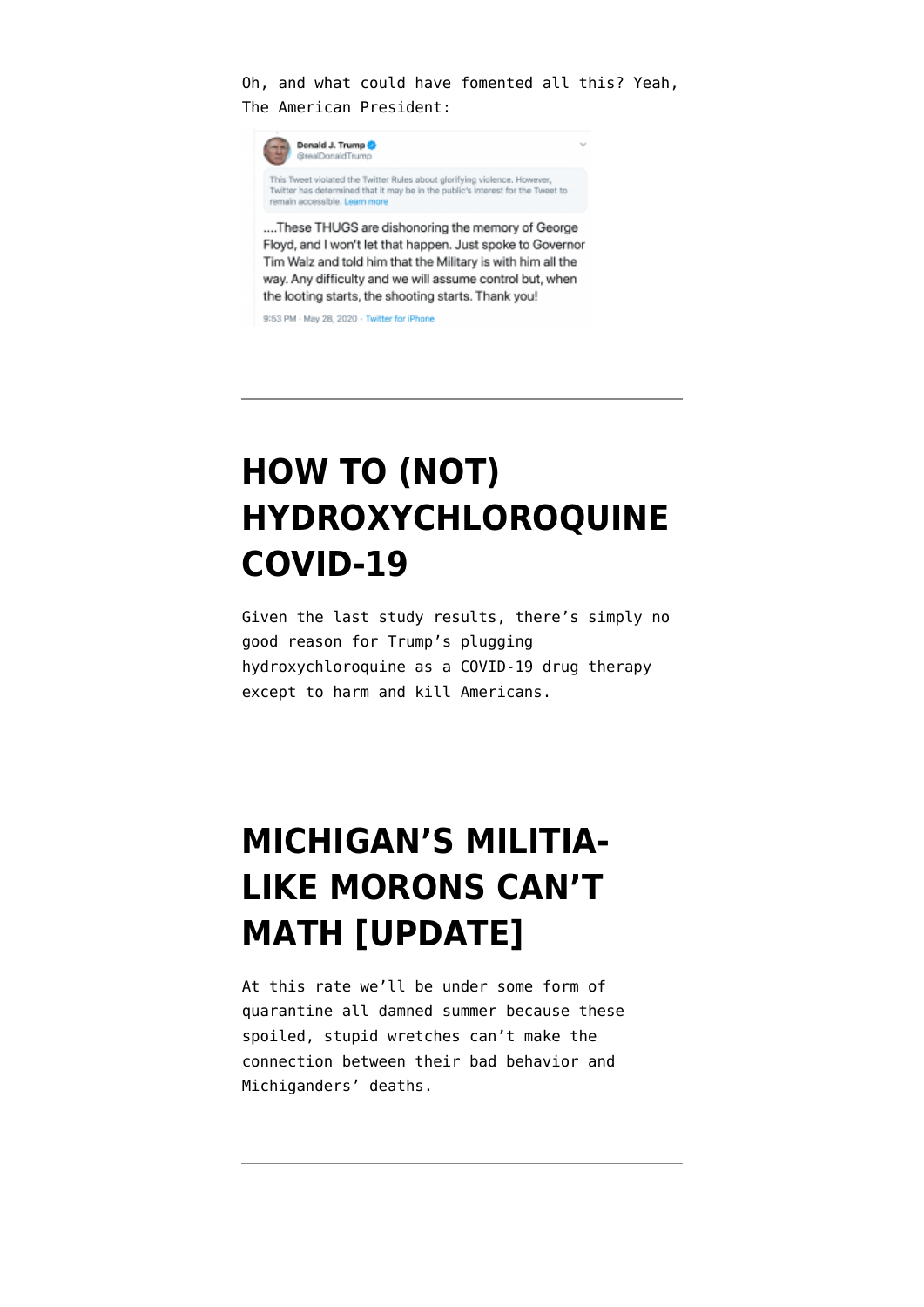Oh, and what could have fomented all this? Yeah, The American President:

> **Donald J. Trump** @realDonaldTrump
>
> This Tweet violated the Twitter Rules about glorifying violence. However, Twitter has determined that it may be in the public's interest for the Tweet to remain accessible. Learn more
>
> ....These THUGS are dishonoring the memory of George Floyd, and I won't let that happen. Just spoke to Governor Tim Walz and told him that the Military is with him all the way. Any difficulty and we will assume control but, when the looting starts, the shooting starts. Thank you!
>
> 9:53 PM · May 28, 2020 · Twitter for iPhone

---

# HOW TO (NOT) HYDROXYCHLOROQUINE COVID-19

Given the last study results, there's simply no good reason for Trump's plugging hydroxychloroquine as a COVID-19 drug therapy except to harm and kill Americans.

---

# MICHIGAN'S MILITIA-LIKE MORONS CAN'T MATH [UPDATE]

At this rate we'll be under some form of quarantine all damned summer because these spoiled, stupid wretches can't make the connection between their bad behavior and Michiganders' deaths.

---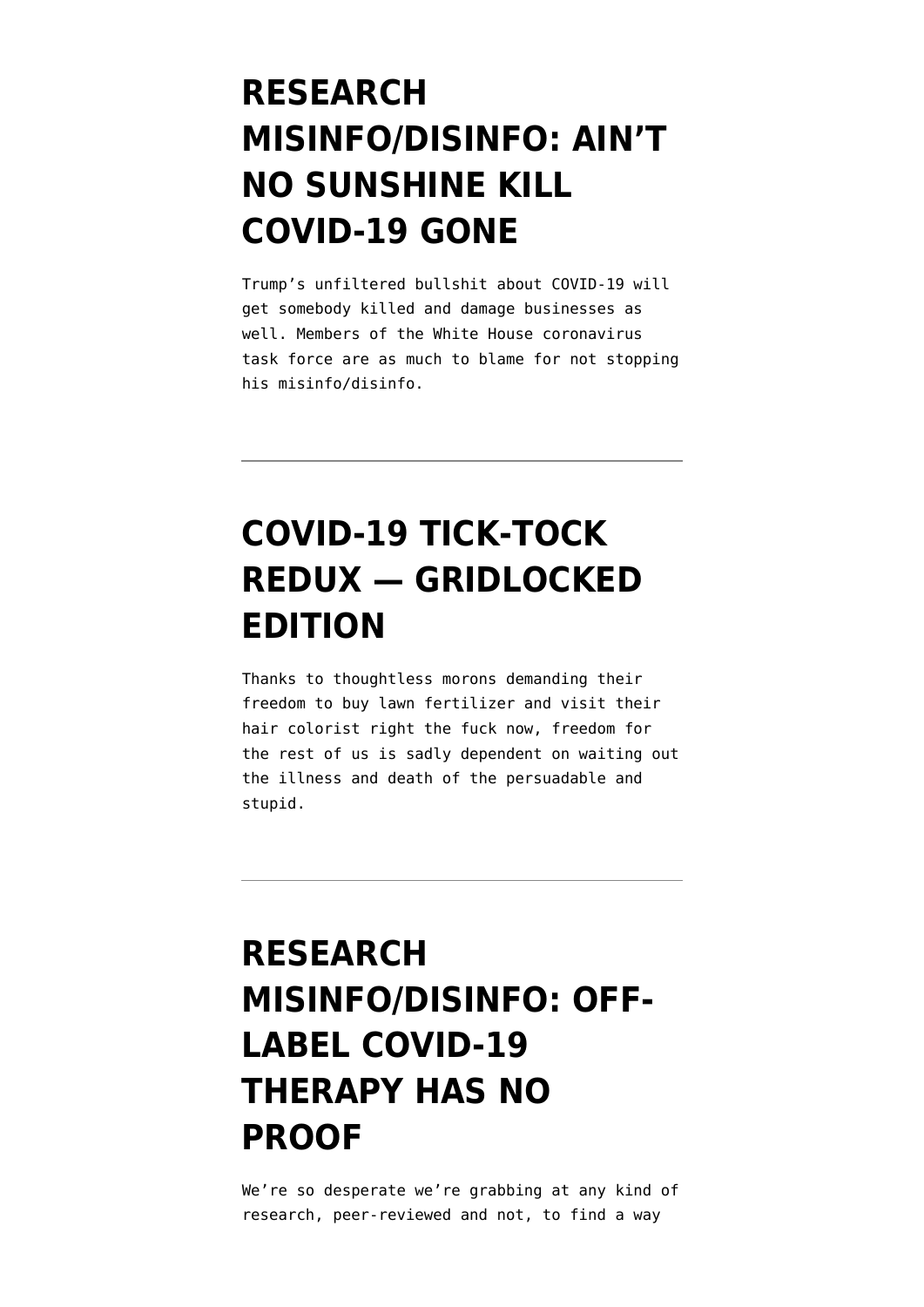# RESEARCH MISINFO/DISINFO: AIN'T NO SUNSHINE KILL COVID-19 GONE

Trump's unfiltered bullshit about COVID-19 will get somebody killed and damage businesses as well. Members of the White House coronavirus task force are as much to blame for not stopping his misinfo/disinfo.

---

# COVID-19 TICK-TOCK REDUX — GRIDLOCKED EDITION

Thanks to thoughtless morons demanding their freedom to buy lawn fertilizer and visit their hair colorist right the fuck now, freedom for the rest of us is sadly dependent on waiting out the illness and death of the persuadable and stupid.

---

# RESEARCH MISINFO/DISINFO: OFF-LABEL COVID-19 THERAPY HAS NO PROOF

We're so desperate we're grabbing at any kind of research, peer-reviewed and not, to find a way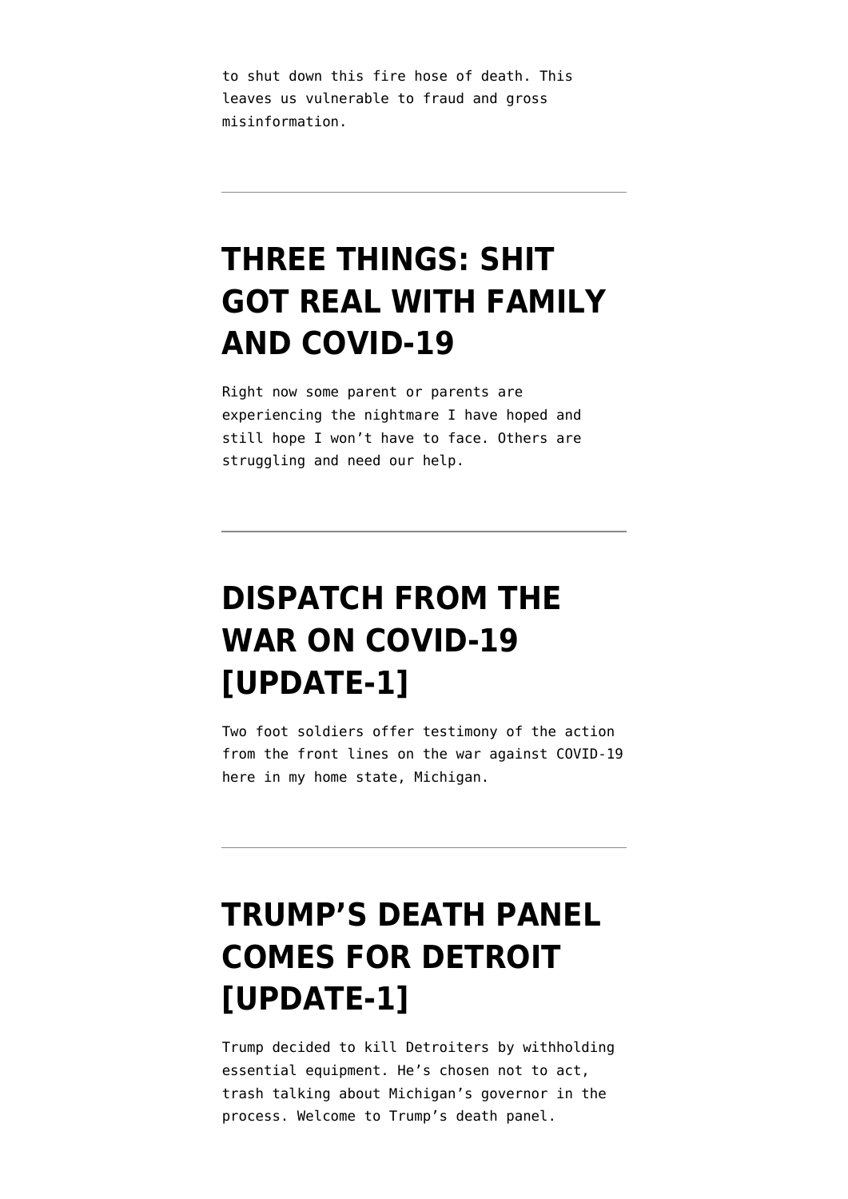to shut down this fire hose of death. This leaves us vulnerable to fraud and gross misinformation.

---

## THREE THINGS: SHIT GOT REAL WITH FAMILY AND COVID-19

Right now some parent or parents are experiencing the nightmare I have hoped and still hope I won't have to face. Others are struggling and need our help.

---

## DISPATCH FROM THE WAR ON COVID-19 [UPDATE-1]

Two foot soldiers offer testimony of the action from the front lines on the war against COVID-19 here in my home state, Michigan.

---

## TRUMP'S DEATH PANEL COMES FOR DETROIT [UPDATE-1]

Trump decided to kill Detroiters by withholding essential equipment. He's chosen not to act, trash talking about Michigan's governor in the process. Welcome to Trump's death panel.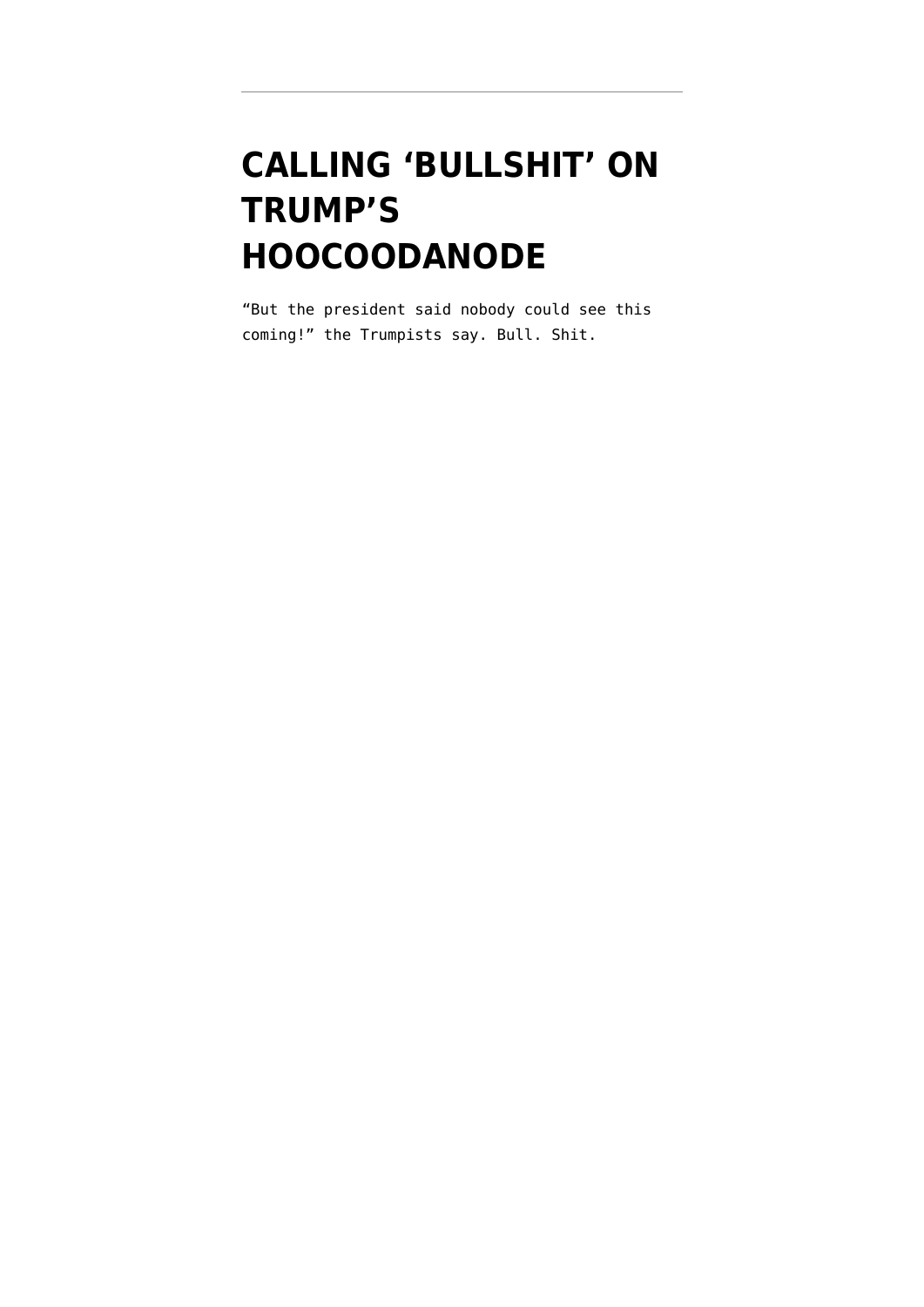# CALLING 'BULLSHIT' ON TRUMP'S HOOCOODANODE

"But the president said nobody could see this coming!" the Trumpists say. Bull. Shit.